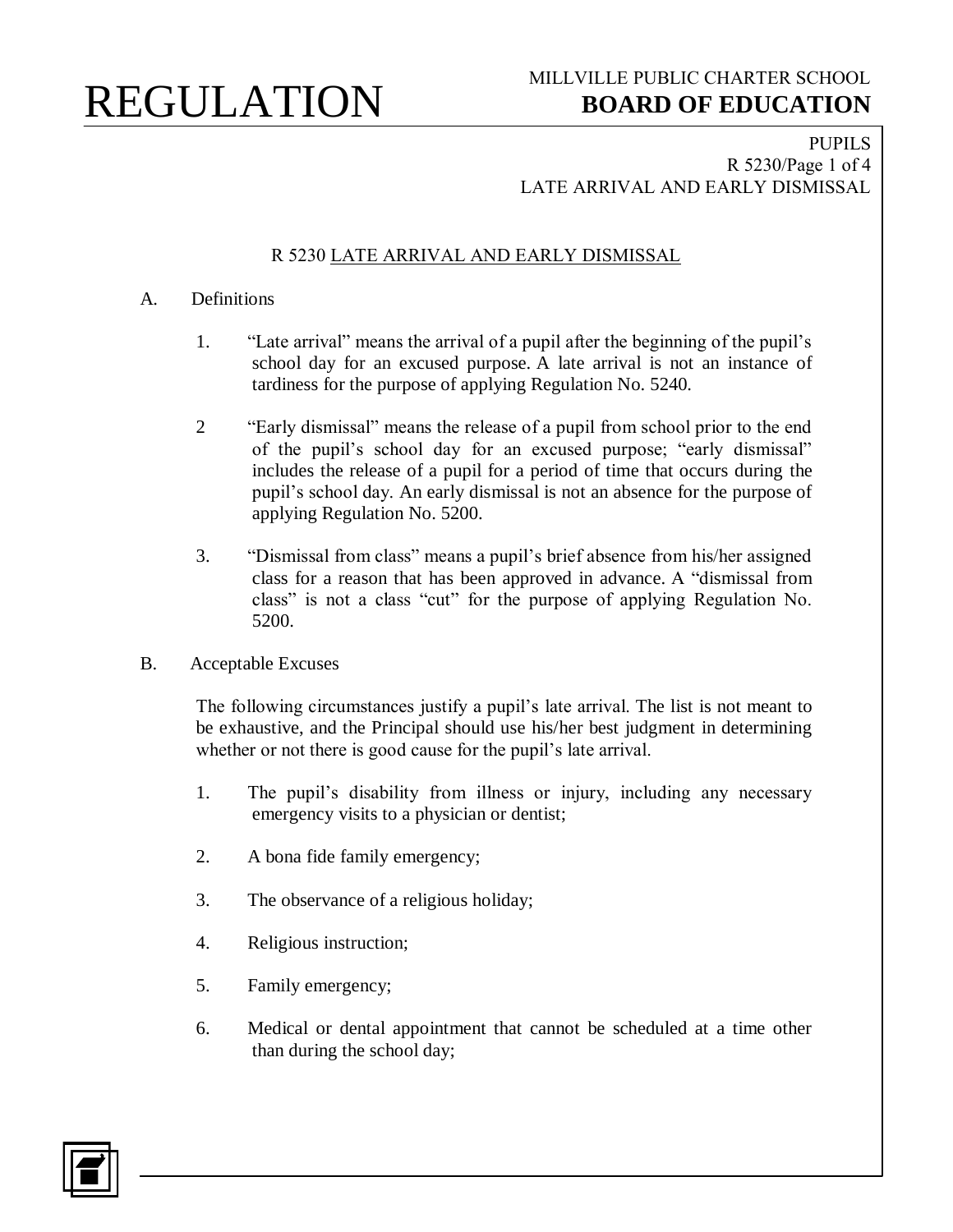# REGULATION

MILLVILLE PUBLIC CHARTER SCHOOL
**BOARD OF EDUCATION**

PUPILS
R 5230/Page 1 of 4
LATE ARRIVAL AND EARLY DISMISSAL

## R 5230 LATE ARRIVAL AND EARLY DISMISSAL

A. Definitions

1. "Late arrival" means the arrival of a pupil after the beginning of the pupil's school day for an excused purpose. A late arrival is not an instance of tardiness for the purpose of applying Regulation No. 5240.

2 "Early dismissal" means the release of a pupil from school prior to the end of the pupil's school day for an excused purpose; "early dismissal" includes the release of a pupil for a period of time that occurs during the pupil's school day. An early dismissal is not an absence for the purpose of applying Regulation No. 5200.

3. "Dismissal from class" means a pupil's brief absence from his/her assigned class for a reason that has been approved in advance. A "dismissal from class" is not a class "cut" for the purpose of applying Regulation No. 5200.

B. Acceptable Excuses

The following circumstances justify a pupil's late arrival. The list is not meant to be exhaustive, and the Principal should use his/her best judgment in determining whether or not there is good cause for the pupil's late arrival.

1. The pupil's disability from illness or injury, including any necessary emergency visits to a physician or dentist;

2. A bona fide family emergency;

3. The observance of a religious holiday;

4. Religious instruction;

5. Family emergency;

6. Medical or dental appointment that cannot be scheduled at a time other than during the school day;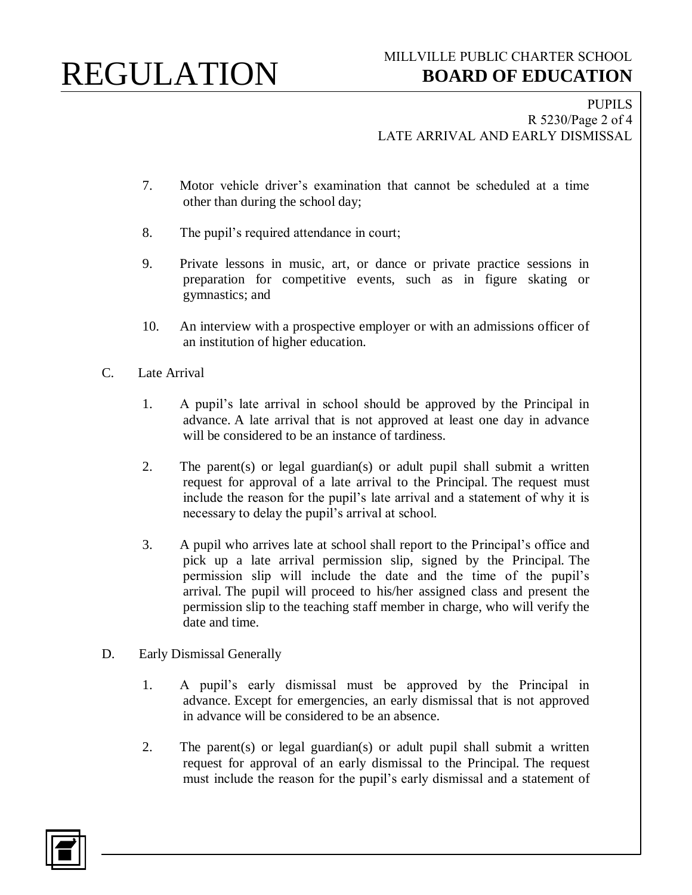7. Motor vehicle driver's examination that cannot be scheduled at a time other than during the school day;

8. The pupil's required attendance in court;

9. Private lessons in music, art, or dance or private practice sessions in preparation for competitive events, such as in figure skating or gymnastics; and

10. An interview with a prospective employer or with an admissions officer of an institution of higher education.

C. Late Arrival

1. A pupil's late arrival in school should be approved by the Principal in advance. A late arrival that is not approved at least one day in advance will be considered to be an instance of tardiness.

2. The parent(s) or legal guardian(s) or adult pupil shall submit a written request for approval of a late arrival to the Principal. The request must include the reason for the pupil's late arrival and a statement of why it is necessary to delay the pupil's arrival at school.

3. A pupil who arrives late at school shall report to the Principal's office and pick up a late arrival permission slip, signed by the Principal. The permission slip will include the date and the time of the pupil's arrival. The pupil will proceed to his/her assigned class and present the permission slip to the teaching staff member in charge, who will verify the date and time.

D. Early Dismissal Generally

1. A pupil's early dismissal must be approved by the Principal in advance. Except for emergencies, an early dismissal that is not approved in advance will be considered to be an absence.

2. The parent(s) or legal guardian(s) or adult pupil shall submit a written request for approval of an early dismissal to the Principal. The request must include the reason for the pupil's early dismissal and a statement of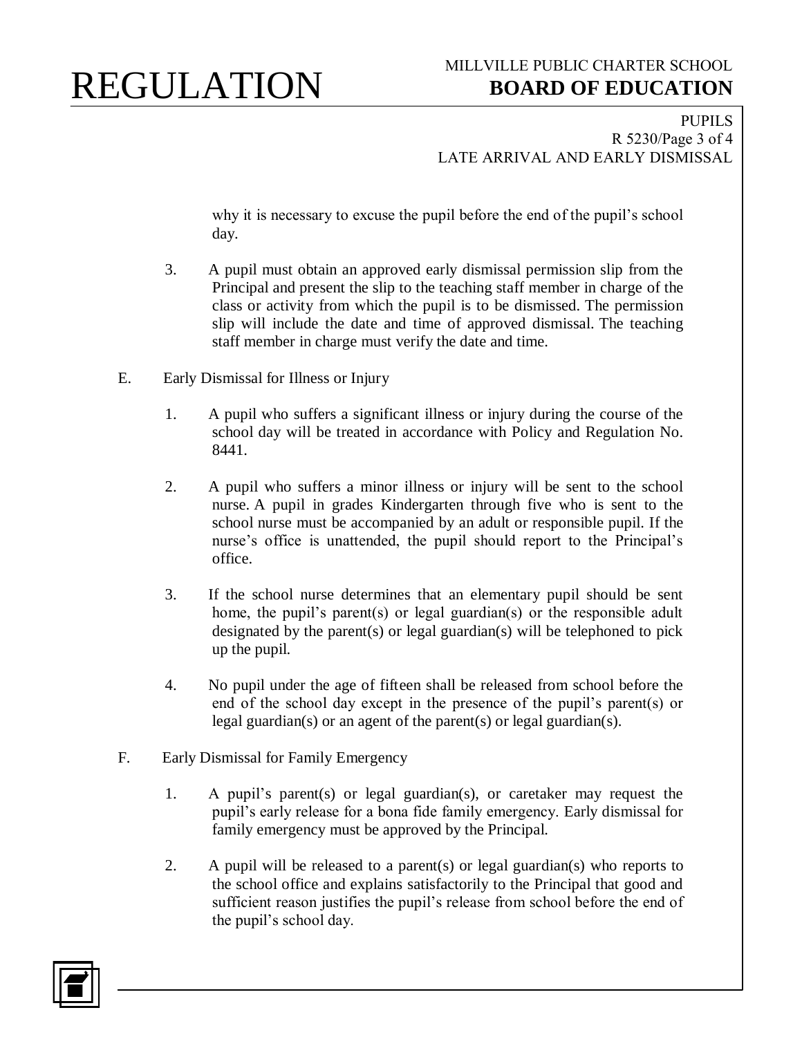why it is necessary to excuse the pupil before the end of the pupil's school day.

3. A pupil must obtain an approved early dismissal permission slip from the Principal and present the slip to the teaching staff member in charge of the class or activity from which the pupil is to be dismissed. The permission slip will include the date and time of approved dismissal. The teaching staff member in charge must verify the date and time.

E. Early Dismissal for Illness or Injury

1. A pupil who suffers a significant illness or injury during the course of the school day will be treated in accordance with Policy and Regulation No. 8441.

2. A pupil who suffers a minor illness or injury will be sent to the school nurse. A pupil in grades Kindergarten through five who is sent to the school nurse must be accompanied by an adult or responsible pupil. If the nurse's office is unattended, the pupil should report to the Principal's office.

3. If the school nurse determines that an elementary pupil should be sent home, the pupil's parent(s) or legal guardian(s) or the responsible adult designated by the parent(s) or legal guardian(s) will be telephoned to pick up the pupil.

4. No pupil under the age of fifteen shall be released from school before the end of the school day except in the presence of the pupil's parent(s) or legal guardian(s) or an agent of the parent(s) or legal guardian(s).

F. Early Dismissal for Family Emergency

1. A pupil's parent(s) or legal guardian(s), or caretaker may request the pupil's early release for a bona fide family emergency. Early dismissal for family emergency must be approved by the Principal.

2. A pupil will be released to a parent(s) or legal guardian(s) who reports to the school office and explains satisfactorily to the Principal that good and sufficient reason justifies the pupil's release from school before the end of the pupil's school day.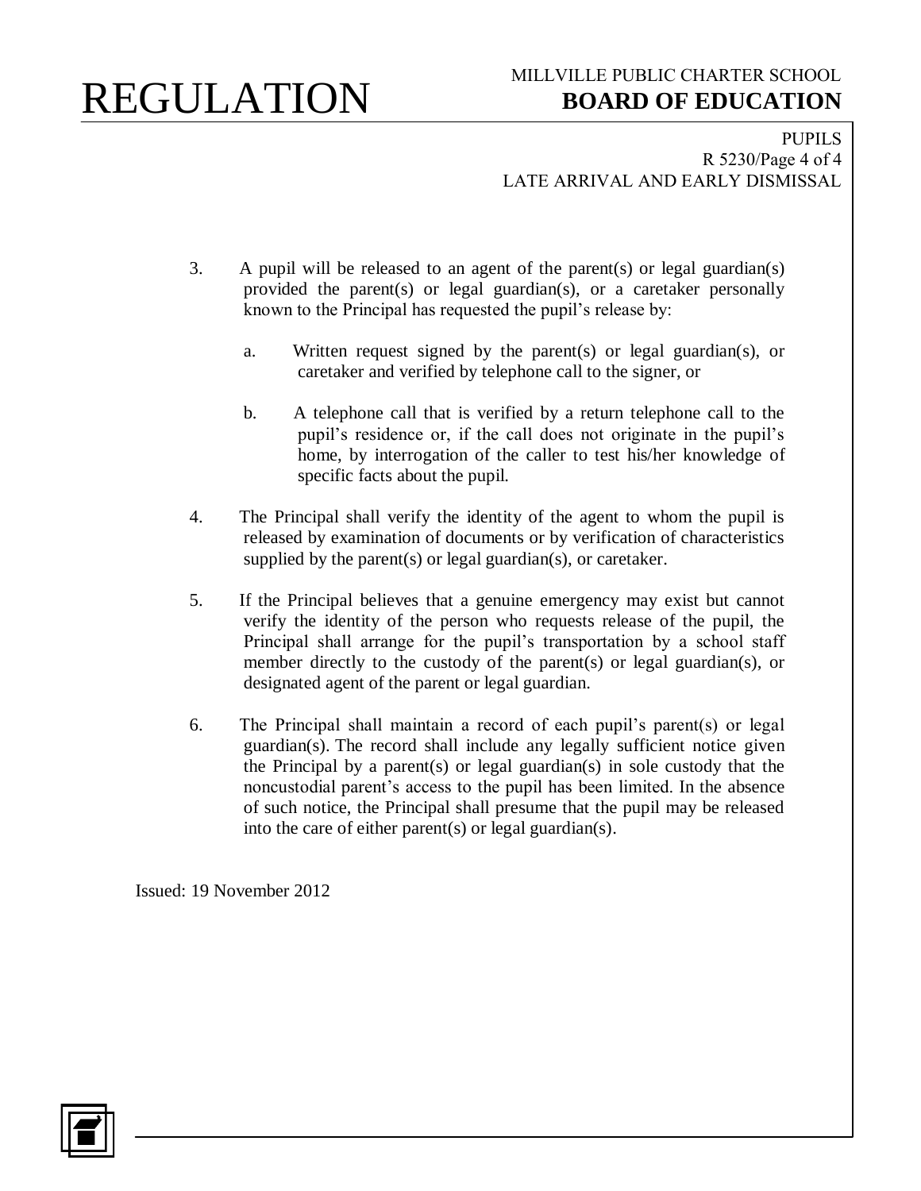3. A pupil will be released to an agent of the parent(s) or legal guardian(s) provided the parent(s) or legal guardian(s), or a caretaker personally known to the Principal has requested the pupil's release by:

   a. Written request signed by the parent(s) or legal guardian(s), or caretaker and verified by telephone call to the signer, or

   b. A telephone call that is verified by a return telephone call to the pupil's residence or, if the call does not originate in the pupil's home, by interrogation of the caller to test his/her knowledge of specific facts about the pupil.

4. The Principal shall verify the identity of the agent to whom the pupil is released by examination of documents or by verification of characteristics supplied by the parent(s) or legal guardian(s), or caretaker.

5. If the Principal believes that a genuine emergency may exist but cannot verify the identity of the person who requests release of the pupil, the Principal shall arrange for the pupil's transportation by a school staff member directly to the custody of the parent(s) or legal guardian(s), or designated agent of the parent or legal guardian.

6. The Principal shall maintain a record of each pupil's parent(s) or legal guardian(s). The record shall include any legally sufficient notice given the Principal by a parent(s) or legal guardian(s) in sole custody that the noncustodial parent's access to the pupil has been limited. In the absence of such notice, the Principal shall presume that the pupil may be released into the care of either parent(s) or legal guardian(s).

Issued: 19 November 2012